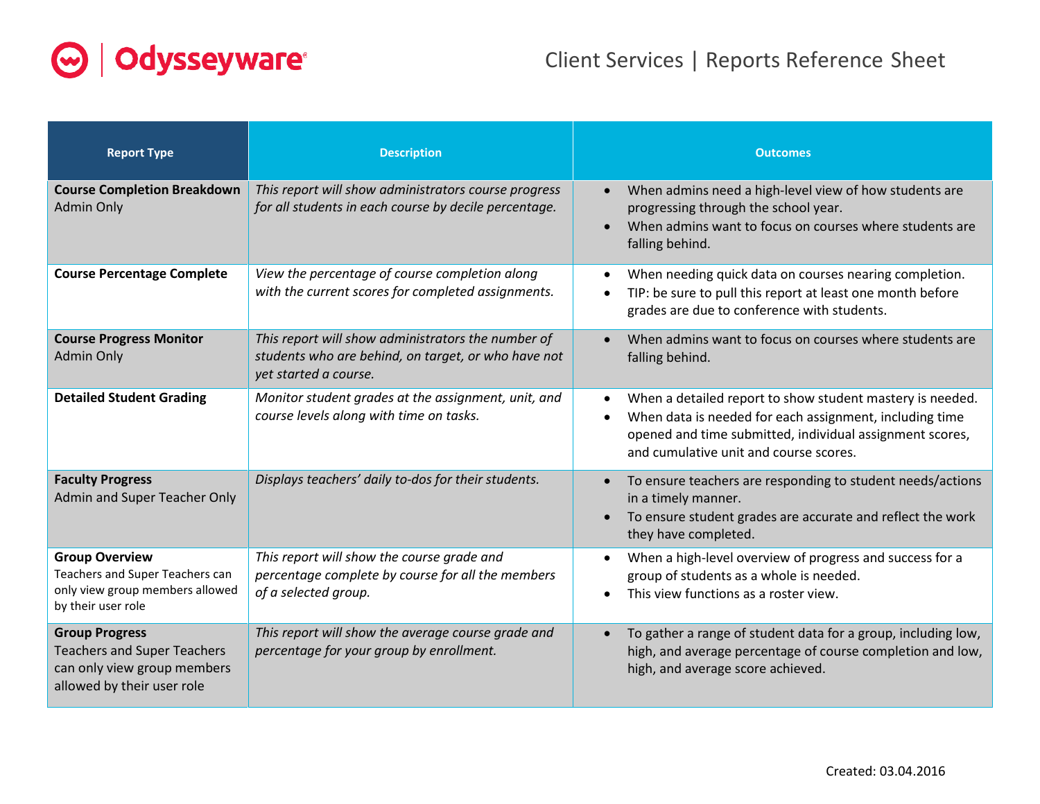# Odysseyware

## Client Services | Reports Reference Sheet

| Report Type | Description | Outcomes |
|---|---|---|
| **Course Completion Breakdown** Admin Only | *This report will show administrators course progress for all students in each course by decile percentage.* | • When admins need a high-level view of how students are progressing through the school year. • When admins want to focus on courses where students are falling behind. |
| **Course Percentage Complete** | *View the percentage of course completion along with the current scores for completed assignments.* | • When needing quick data on courses nearing completion. • TIP: be sure to pull this report at least one month before grades are due to conference with students. |
| **Course Progress Monitor** Admin Only | *This report will show administrators the number of students who are behind, on target, or who have not yet started a course.* | • When admins want to focus on courses where students are falling behind. |
| **Detailed Student Grading** | *Monitor student grades at the assignment, unit, and course levels along with time on tasks.* | • When a detailed report to show student mastery is needed. • When data is needed for each assignment, including time opened and time submitted, individual assignment scores, and cumulative unit and course scores. |
| **Faculty Progress** Admin and Super Teacher Only | *Displays teachers' daily to-dos for their students.* | • To ensure teachers are responding to student needs/actions in a timely manner. • To ensure student grades are accurate and reflect the work they have completed. |
| **Group Overview** Teachers and Super Teachers can only view group members allowed by their user role | *This report will show the course grade and percentage complete by course for all the members of a selected group.* | • When a high-level overview of progress and success for a group of students as a whole is needed. • This view functions as a roster view. |
| **Group Progress** Teachers and Super Teachers can only view group members allowed by their user role | *This report will show the average course grade and percentage for your group by enrollment.* | • To gather a range of student data for a group, including low, high, and average percentage of course completion and low, high, and average score achieved. |

Created: 03.04.2016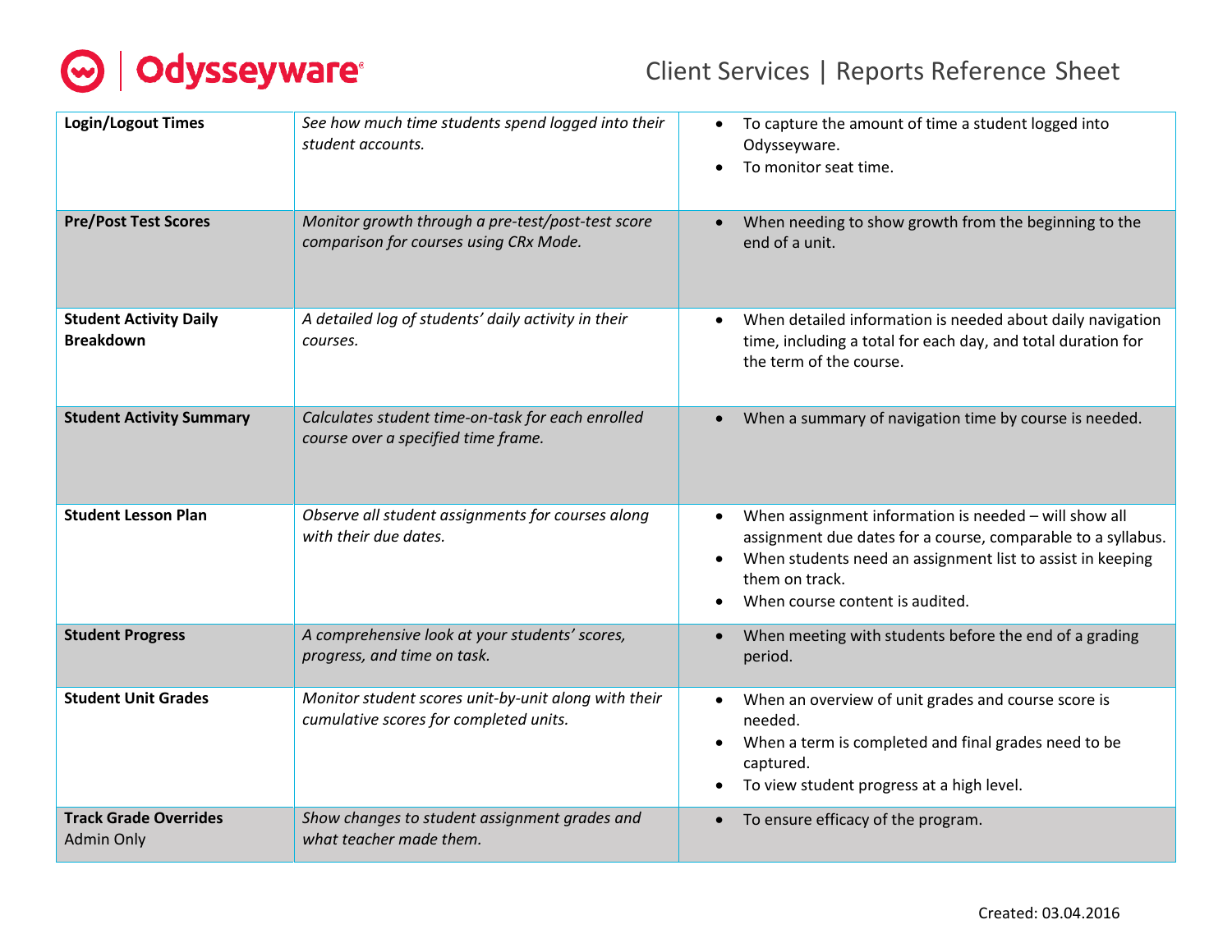| | | |
|---|---|---|
| **Login/Logout Times** | *See how much time students spend logged into their student accounts.* | • To capture the amount of time a student logged into Odysseyware.<br>• To monitor seat time. |
| **Pre/Post Test Scores** | *Monitor growth through a pre-test/post-test score comparison for courses using CRx Mode.* | • When needing to show growth from the beginning to the end of a unit. |
| **Student Activity Daily Breakdown** | *A detailed log of students' daily activity in their courses.* | • When detailed information is needed about daily navigation time, including a total for each day, and total duration for the term of the course. |
| **Student Activity Summary** | *Calculates student time-on-task for each enrolled course over a specified time frame.* | • When a summary of navigation time by course is needed. |
| **Student Lesson Plan** | *Observe all student assignments for courses along with their due dates.* | • When assignment information is needed – will show all assignment due dates for a course, comparable to a syllabus.<br>• When students need an assignment list to assist in keeping them on track.<br>• When course content is audited. |
| **Student Progress** | *A comprehensive look at your students' scores, progress, and time on task.* | • When meeting with students before the end of a grading period. |
| **Student Unit Grades** | *Monitor student scores unit-by-unit along with their cumulative scores for completed units.* | • When an overview of unit grades and course score is needed.<br>• When a term is completed and final grades need to be captured.<br>• To view student progress at a high level. |
| **Track Grade Overrides** Admin Only | *Show changes to student assignment grades and what teacher made them.* | • To ensure efficacy of the program. |

Created: 03.04.2016